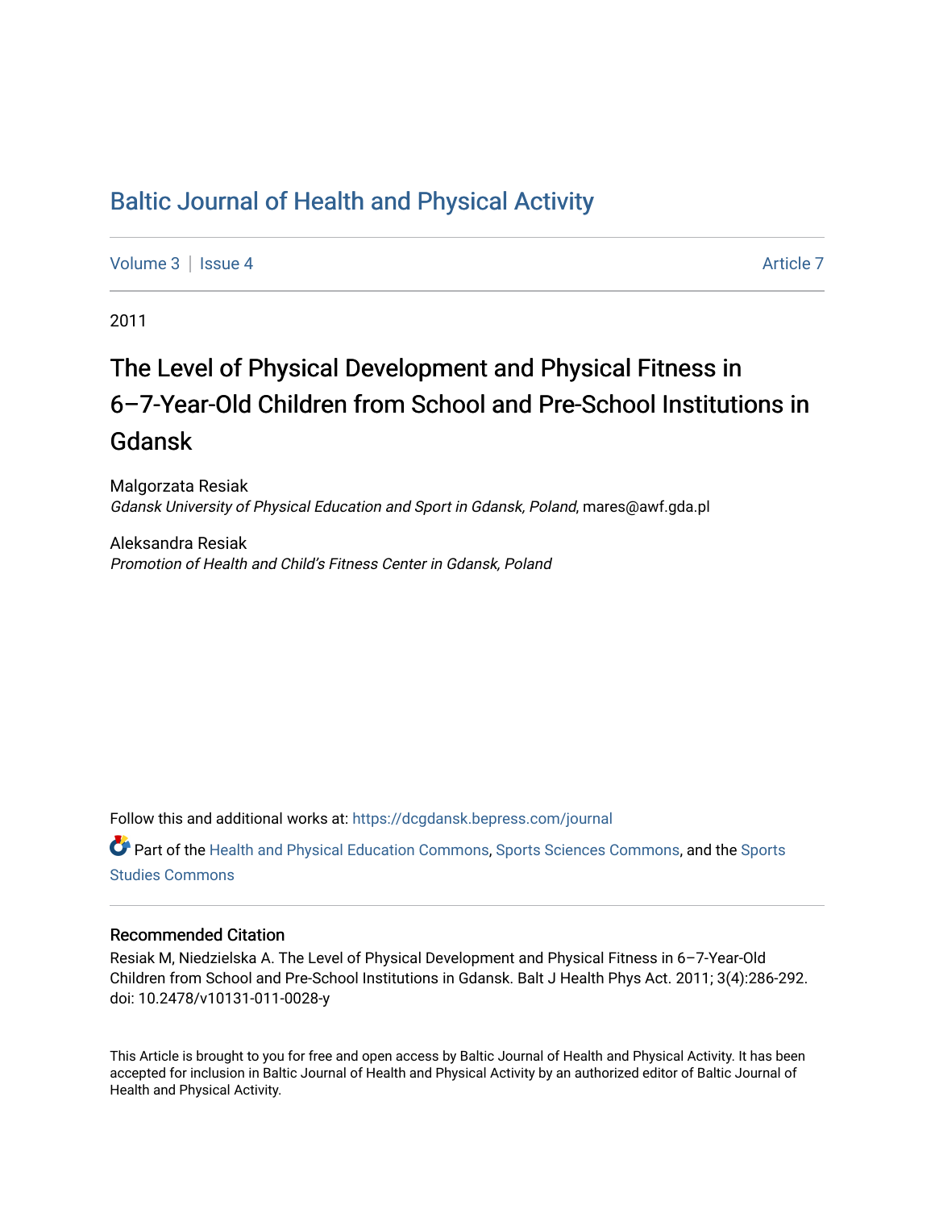# Baltic Journal of Health and Physical Activity

Volume 3 | Issue 4 Article 7

2011

## The Level of Physical Development and Physical Fitness in 6–7-Year-Old Children from School and Pre-School Institutions in Gdansk

Malgorzata Resiak
*Gdansk University of Physical Education and Sport in Gdansk, Poland*, mares@awf.gda.pl

Aleksandra Resiak
*Promotion of Health and Child's Fitness Center in Gdansk, Poland*

Follow this and additional works at: https://dcgdansk.bepress.com/journal

Part of the Health and Physical Education Commons, Sports Sciences Commons, and the Sports Studies Commons

### Recommended Citation

Resiak M, Niedzielska A. The Level of Physical Development and Physical Fitness in 6–7-Year-Old Children from School and Pre-School Institutions in Gdansk. Balt J Health Phys Act. 2011; 3(4):286-292. doi: 10.2478/v10131-011-0028-y

This Article is brought to you for free and open access by Baltic Journal of Health and Physical Activity. It has been accepted for inclusion in Baltic Journal of Health and Physical Activity by an authorized editor of Baltic Journal of Health and Physical Activity.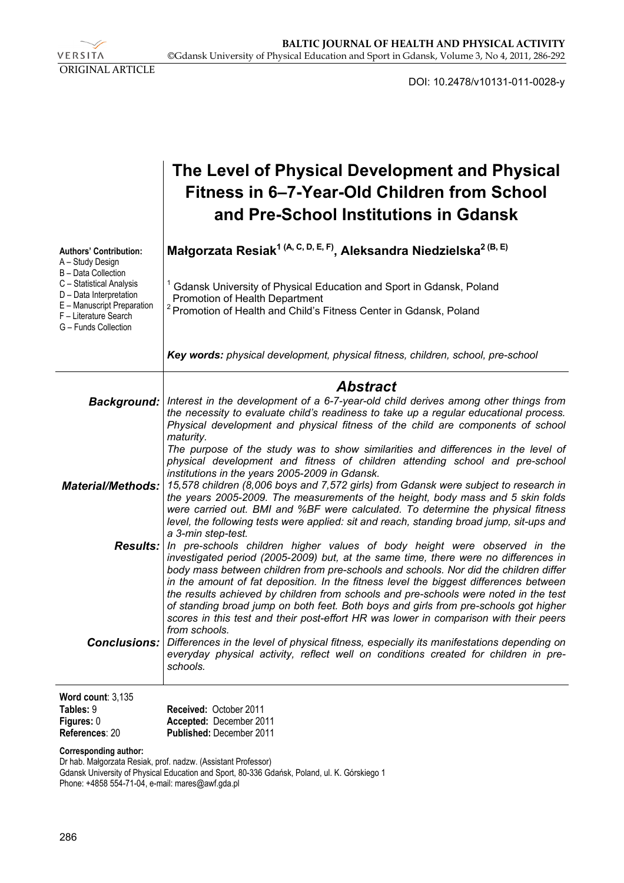ORIGINAL ARTICLE

DOI: 10.2478/v10131-011-0028-y

# The Level of Physical Development and Physical Fitness in 6–7-Year-Old Children from School and Pre-School Institutions in Gdansk

**Authors' Contribution:**
A – Study Design
B – Data Collection
C – Statistical Analysis
D – Data Interpretation
E – Manuscript Preparation
F – Literature Search
G – Funds Collection

**Małgorzata Resiak[1] (A, C, D, E, F), Aleksandra Niedzielska[2] (B, E)**

[1] Gdansk University of Physical Education and Sport in Gdansk, Poland
Promotion of Health Department
[2] Promotion of Health and Child's Fitness Center in Gdansk, Poland

***Key words:*** *physical development, physical fitness, children, school, pre-school*

## *Abstract*

***Background:*** *Interest in the development of a 6-7-year-old child derives among other things from the necessity to evaluate child's readiness to take up a regular educational process. Physical development and physical fitness of the child are components of school maturity.*
*The purpose of the study was to show similarities and differences in the level of physical development and fitness of children attending school and pre-school institutions in the years 2005-2009 in Gdansk.*

***Material/Methods:*** *15,578 children (8,006 boys and 7,572 girls) from Gdansk were subject to research in the years 2005-2009. The measurements of the height, body mass and 5 skin folds were carried out. BMI and %BF were calculated. To determine the physical fitness level, the following tests were applied: sit and reach, standing broad jump, sit-ups and a 3-min step-test.*

***Results:*** *In pre-schools children higher values of body height were observed in the investigated period (2005-2009) but, at the same time, there were no differences in body mass between children from pre-schools and schools. Nor did the children differ in the amount of fat deposition. In the fitness level the biggest differences between the results achieved by children from schools and pre-schools were noted in the test of standing broad jump on both feet. Both boys and girls from pre-schools got higher scores in this test and their post-effort HR was lower in comparison with their peers from schools.*

***Conclusions:*** *Differences in the level of physical fitness, especially its manifestations depending on everyday physical activity, reflect well on conditions created for children in pre-schools.*

**Word count**: 3,135
**Tables:** 9
**Figures:** 0
**References**: 20

**Received:** October 2011
**Accepted:** December 2011
**Published:** December 2011

**Corresponding author:**
Dr hab. Małgorzata Resiak, prof. nadzw. (Assistant Professor)
Gdansk University of Physical Education and Sport, 80-336 Gdańsk, Poland, ul. K. Górskiego 1
Phone: +4858 554-71-04, e-mail: mares@awf.gda.pl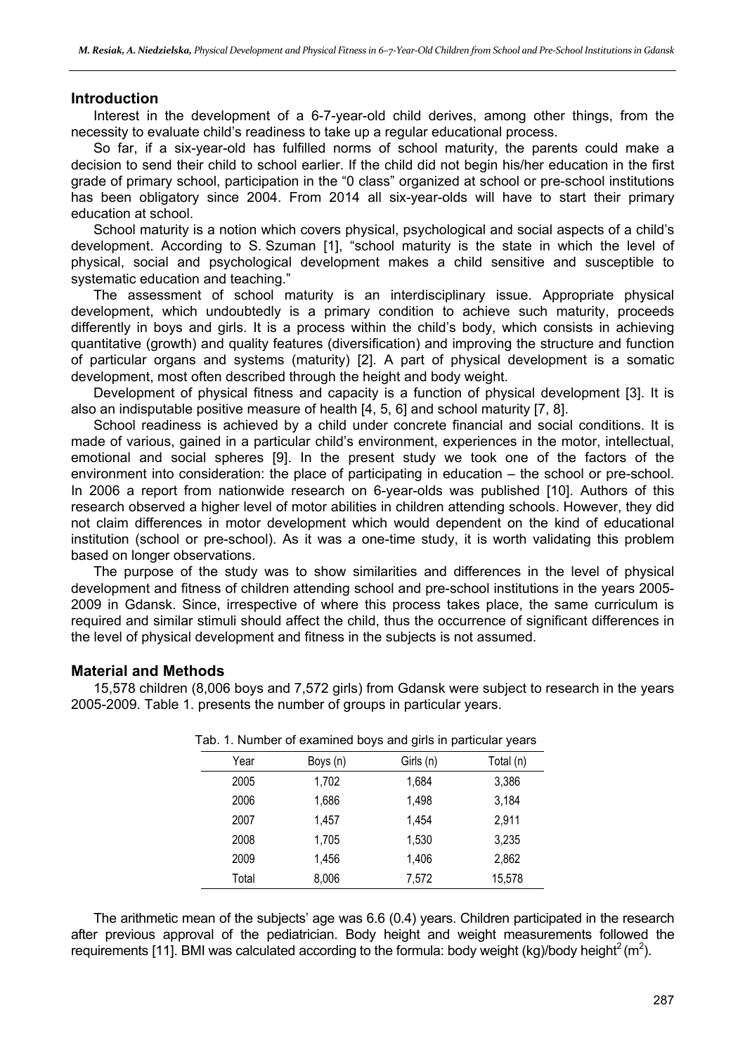## Introduction

Interest in the development of a 6-7-year-old child derives, among other things, from the necessity to evaluate child's readiness to take up a regular educational process.

So far, if a six-year-old has fulfilled norms of school maturity, the parents could make a decision to send their child to school earlier. If the child did not begin his/her education in the first grade of primary school, participation in the "0 class" organized at school or pre-school institutions has been obligatory since 2004. From 2014 all six-year-olds will have to start their primary education at school.

School maturity is a notion which covers physical, psychological and social aspects of a child's development. According to S. Szuman [1], "school maturity is the state in which the level of physical, social and psychological development makes a child sensitive and susceptible to systematic education and teaching."

The assessment of school maturity is an interdisciplinary issue. Appropriate physical development, which undoubtedly is a primary condition to achieve such maturity, proceeds differently in boys and girls. It is a process within the child's body, which consists in achieving quantitative (growth) and quality features (diversification) and improving the structure and function of particular organs and systems (maturity) [2]. A part of physical development is a somatic development, most often described through the height and body weight.

Development of physical fitness and capacity is a function of physical development [3]. It is also an indisputable positive measure of health [4, 5, 6] and school maturity [7, 8].

School readiness is achieved by a child under concrete financial and social conditions. It is made of various, gained in a particular child's environment, experiences in the motor, intellectual, emotional and social spheres [9]. In the present study we took one of the factors of the environment into consideration: the place of participating in education – the school or pre-school. In 2006 a report from nationwide research on 6-year-olds was published [10]. Authors of this research observed a higher level of motor abilities in children attending schools. However, they did not claim differences in motor development which would dependent on the kind of educational institution (school or pre-school). As it was a one-time study, it is worth validating this problem based on longer observations.

The purpose of the study was to show similarities and differences in the level of physical development and fitness of children attending school and pre-school institutions in the years 2005-2009 in Gdansk. Since, irrespective of where this process takes place, the same curriculum is required and similar stimuli should affect the child, thus the occurrence of significant differences in the level of physical development and fitness in the subjects is not assumed.

## Material and Methods

15,578 children (8,006 boys and 7,572 girls) from Gdansk were subject to research in the years 2005-2009. Table 1. presents the number of groups in particular years.

Tab. 1. Number of examined boys and girls in particular years

| Year | Boys (n) | Girls (n) | Total (n) |
|---|---|---|---|
| 2005 | 1,702 | 1,684 | 3,386 |
| 2006 | 1,686 | 1,498 | 3,184 |
| 2007 | 1,457 | 1,454 | 2,911 |
| 2008 | 1,705 | 1,530 | 3,235 |
| 2009 | 1,456 | 1,406 | 2,862 |
| Total | 8,006 | 7,572 | 15,578 |

The arithmetic mean of the subjects' age was 6.6 (0.4) years. Children participated in the research after previous approval of the pediatrician. Body height and weight measurements followed the requirements [11]. BMI was calculated according to the formula: body weight (kg)/body height$^2$ (m$^2$).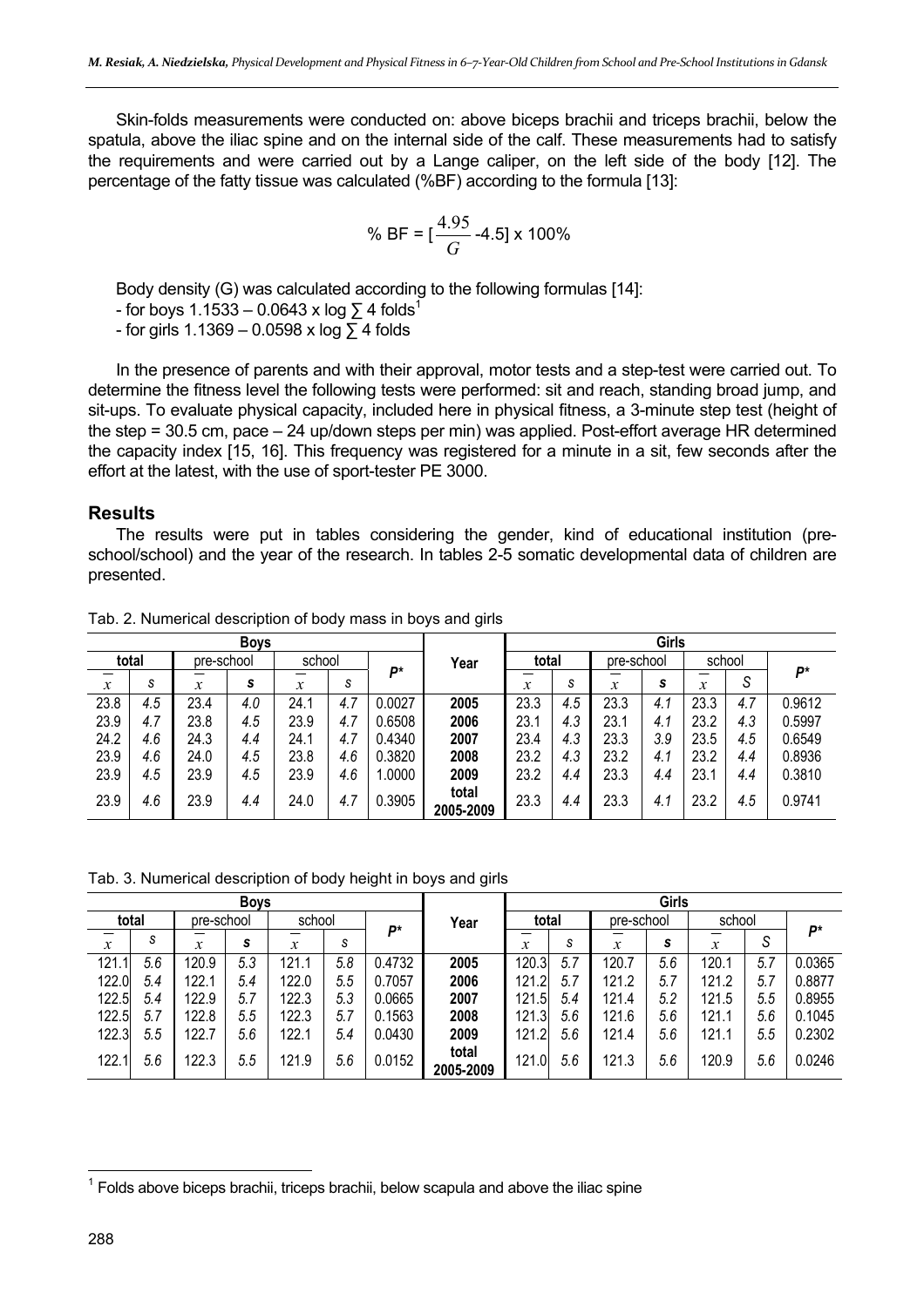Skin-folds measurements were conducted on: above biceps brachii and triceps brachii, below the spatula, above the iliac spine and on the internal side of the calf. These measurements had to satisfy the requirements and were carried out by a Lange caliper, on the left side of the body [12]. The percentage of the fatty tissue was calculated (%BF) according to the formula [13]:

$$\% \text{ BF} = [\frac{4.95}{G} - 4.5] \times 100\%$$

Body density (G) was calculated according to the following formulas [14]:

- for boys 1.1533 – 0.0643 x log ∑ 4 folds[1]
- for girls 1.1369 – 0.0598 x log ∑ 4 folds

In the presence of parents and with their approval, motor tests and a step-test were carried out. To determine the fitness level the following tests were performed: sit and reach, standing broad jump, and sit-ups. To evaluate physical capacity, included here in physical fitness, a 3-minute step test (height of the step = 30.5 cm, pace – 24 up/down steps per min) was applied. Post-effort average HR determined the capacity index [15, 16]. This frequency was registered for a minute in a sit, few seconds after the effort at the latest, with the use of sport-tester PE 3000.

## Results

The results were put in tables considering the gender, kind of educational institution (pre-school/school) and the year of the research. In tables 2-5 somatic developmental data of children are presented.

Tab. 2. Numerical description of body mass in boys and girls

| Boys | | | | | | | Year | Girls | | | | | | |
|---|---|---|---|---|---|---|---|---|---|---|---|---|---|---|
| total | | pre-school | | school | | P* | | total | | pre-school | | school | | P* |
| $\bar{x}$ | s | $\bar{x}$ | s | $\bar{x}$ | s | | | $\bar{x}$ | s | $\bar{x}$ | s | $\bar{x}$ | S | |
| 23.8 | 4.5 | 23.4 | 4.0 | 24.1 | 4.7 | 0.0027 | 2005 | 23.3 | 4.5 | 23.3 | 4.1 | 23.3 | 4.7 | 0.9612 |
| 23.9 | 4.7 | 23.8 | 4.5 | 23.9 | 4.7 | 0.6508 | 2006 | 23.1 | 4.3 | 23.1 | 4.1 | 23.2 | 4.3 | 0.5997 |
| 24.2 | 4.6 | 24.3 | 4.4 | 24.1 | 4.7 | 0.4340 | 2007 | 23.4 | 4.3 | 23.3 | 3.9 | 23.5 | 4.5 | 0.6549 |
| 23.9 | 4.6 | 24.0 | 4.5 | 23.8 | 4.6 | 0.3820 | 2008 | 23.2 | 4.3 | 23.2 | 4.1 | 23.2 | 4.4 | 0.8936 |
| 23.9 | 4.5 | 23.9 | 4.5 | 23.9 | 4.6 | 1.0000 | 2009 | 23.2 | 4.4 | 23.3 | 4.4 | 23.1 | 4.4 | 0.3810 |
| 23.9 | 4.6 | 23.9 | 4.4 | 24.0 | 4.7 | 0.3905 | total 2005-2009 | 23.3 | 4.4 | 23.3 | 4.1 | 23.2 | 4.5 | 0.9741 |

Tab. 3. Numerical description of body height in boys and girls

| Boys | | | | | | | Year | Girls | | | | | | |
|---|---|---|---|---|---|---|---|---|---|---|---|---|---|---|
| total | | pre-school | | school | | P* | | total | | pre-school | | school | | P* |
| $\bar{x}$ | s | $\bar{x}$ | s | $\bar{x}$ | s | | | $\bar{x}$ | s | $\bar{x}$ | s | $\bar{x}$ | S | |
| 121.1 | 5.6 | 120.9 | 5.3 | 121.1 | 5.8 | 0.4732 | 2005 | 120.3 | 5.7 | 120.7 | 5.6 | 120.1 | 5.7 | 0.0365 |
| 122.0 | 5.4 | 122.1 | 5.4 | 122.0 | 5.5 | 0.7057 | 2006 | 121.2 | 5.7 | 121.2 | 5.7 | 121.2 | 5.7 | 0.8877 |
| 122.5 | 5.4 | 122.9 | 5.7 | 122.3 | 5.3 | 0.0665 | 2007 | 121.5 | 5.4 | 121.4 | 5.2 | 121.5 | 5.5 | 0.8955 |
| 122.5 | 5.7 | 122.8 | 5.5 | 122.3 | 5.7 | 0.1563 | 2008 | 121.3 | 5.6 | 121.6 | 5.6 | 121.1 | 5.6 | 0.1045 |
| 122.3 | 5.5 | 122.7 | 5.6 | 122.1 | 5.4 | 0.0430 | 2009 | 121.2 | 5.6 | 121.4 | 5.6 | 121.1 | 5.5 | 0.2302 |
| 122.1 | 5.6 | 122.3 | 5.5 | 121.9 | 5.6 | 0.0152 | total 2005-2009 | 121.0 | 5.6 | 121.3 | 5.6 | 120.9 | 5.6 | 0.0246 |

[1] Folds above biceps brachii, triceps brachii, below scapula and above the iliac spine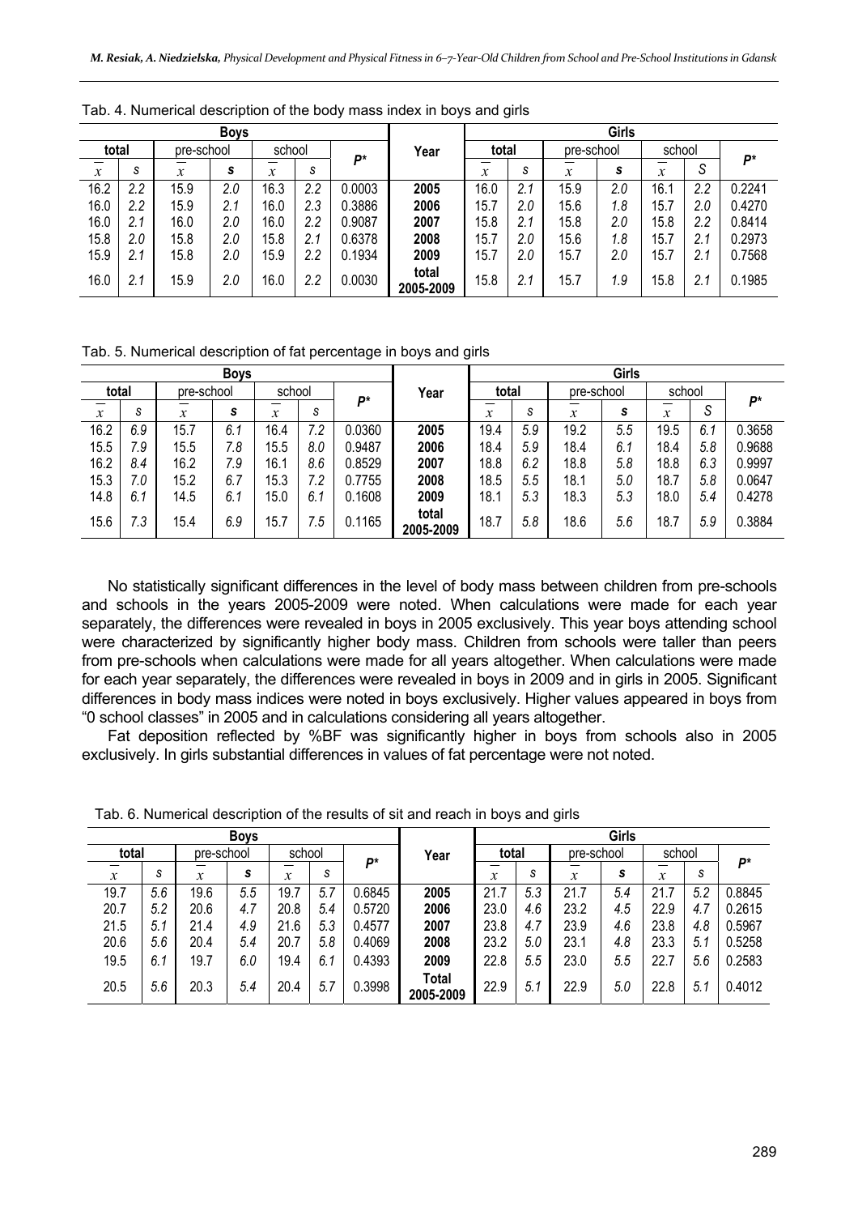Tab. 4. Numerical description of the body mass index in boys and girls

| Boys | | | | | | | Year | Girls | | | | | | |
|---|---|---|---|---|---|---|---|---|---|---|---|---|---|---|
| total | | pre-school | | school | | $P^*$ | | total | | pre-school | | school | | $P^*$ |
| $\bar{x}$ | s | $\bar{x}$ | s | $\bar{x}$ | s | | | $\bar{x}$ | s | $\bar{x}$ | s | $\bar{x}$ | S | |
| 16.2 | 2.2 | 15.9 | 2.0 | 16.3 | 2.2 | 0.0003 | **2005** | 16.0 | 2.1 | 15.9 | 2.0 | 16.1 | 2.2 | 0.2241 |
| 16.0 | 2.2 | 15.9 | 2.1 | 16.0 | 2.3 | 0.3886 | **2006** | 15.7 | 2.0 | 15.6 | 1.8 | 15.7 | 2.0 | 0.4270 |
| 16.0 | 2.1 | 16.0 | 2.0 | 16.0 | 2.2 | 0.9087 | **2007** | 15.8 | 2.1 | 15.8 | 2.0 | 15.8 | 2.2 | 0.8414 |
| 15.8 | 2.0 | 15.8 | 2.0 | 15.8 | 2.1 | 0.6378 | **2008** | 15.7 | 2.0 | 15.6 | 1.8 | 15.7 | 2.1 | 0.2973 |
| 15.9 | 2.1 | 15.8 | 2.0 | 15.9 | 2.2 | 0.1934 | **2009** | 15.7 | 2.0 | 15.7 | 2.0 | 15.7 | 2.1 | 0.7568 |
| 16.0 | 2.1 | 15.9 | 2.0 | 16.0 | 2.2 | 0.0030 | **total 2005-2009** | 15.8 | 2.1 | 15.7 | 1.9 | 15.8 | 2.1 | 0.1985 |

Tab. 5. Numerical description of fat percentage in boys and girls

| Boys | | | | | | | Year | Girls | | | | | | |
|---|---|---|---|---|---|---|---|---|---|---|---|---|---|---|
| total | | pre-school | | school | | $P^*$ | | total | | pre-school | | school | | $P^*$ |
| $\bar{x}$ | s | $\bar{x}$ | s | $\bar{x}$ | s | | | $\bar{x}$ | s | $\bar{x}$ | s | $\bar{x}$ | S | |
| 16.2 | 6.9 | 15.7 | 6.1 | 16.4 | 7.2 | 0.0360 | **2005** | 19.4 | 5.9 | 19.2 | 5.5 | 19.5 | 6.1 | 0.3658 |
| 15.5 | 7.9 | 15.5 | 7.8 | 15.5 | 8.0 | 0.9487 | **2006** | 18.4 | 5.9 | 18.4 | 6.1 | 18.4 | 5.8 | 0.9688 |
| 16.2 | 8.4 | 16.2 | 7.9 | 16.1 | 8.6 | 0.8529 | **2007** | 18.8 | 6.2 | 18.8 | 5.8 | 18.8 | 6.3 | 0.9997 |
| 15.3 | 7.0 | 15.2 | 6.7 | 15.3 | 7.2 | 0.7755 | **2008** | 18.5 | 5.5 | 18.1 | 5.0 | 18.7 | 5.8 | 0.0647 |
| 14.8 | 6.1 | 14.5 | 6.1 | 15.0 | 6.1 | 0.1608 | **2009** | 18.1 | 5.3 | 18.3 | 5.3 | 18.0 | 5.4 | 0.4278 |
| 15.6 | 7.3 | 15.4 | 6.9 | 15.7 | 7.5 | 0.1165 | **total 2005-2009** | 18.7 | 5.8 | 18.6 | 5.6 | 18.7 | 5.9 | 0.3884 |

No statistically significant differences in the level of body mass between children from pre-schools and schools in the years 2005-2009 were noted. When calculations were made for each year separately, the differences were revealed in boys in 2005 exclusively. This year boys attending school were characterized by significantly higher body mass. Children from schools were taller than peers from pre-schools when calculations were made for all years altogether. When calculations were made for each year separately, the differences were revealed in boys in 2009 and in girls in 2005. Significant differences in body mass indices were noted in boys exclusively. Higher values appeared in boys from "0 school classes" in 2005 and in calculations considering all years altogether.

Fat deposition reflected by %BF was significantly higher in boys from schools also in 2005 exclusively. In girls substantial differences in values of fat percentage were not noted.

Tab. 6. Numerical description of the results of sit and reach in boys and girls

| Boys | | | | | | | Year | Girls | | | | | | |
|---|---|---|---|---|---|---|---|---|---|---|---|---|---|---|
| total | | pre-school | | school | | $P^*$ | | total | | pre-school | | school | | $P^*$ |
| $\bar{x}$ | s | $\bar{x}$ | s | $\bar{x}$ | s | | | $\bar{x}$ | s | $\bar{x}$ | s | $\bar{x}$ | s | |
| 19.7 | 5.6 | 19.6 | 5.5 | 19.7 | 5.7 | 0.6845 | **2005** | 21.7 | 5.3 | 21.7 | 5.4 | 21.7 | 5.2 | 0.8845 |
| 20.7 | 5.2 | 20.6 | 4.7 | 20.8 | 5.4 | 0.5720 | **2006** | 23.0 | 4.6 | 23.2 | 4.5 | 22.9 | 4.7 | 0.2615 |
| 21.5 | 5.1 | 21.4 | 4.9 | 21.6 | 5.3 | 0.4577 | **2007** | 23.8 | 4.7 | 23.9 | 4.6 | 23.8 | 4.8 | 0.5967 |
| 20.6 | 5.6 | 20.4 | 5.4 | 20.7 | 5.8 | 0.4069 | **2008** | 23.2 | 5.0 | 23.1 | 4.8 | 23.3 | 5.1 | 0.5258 |
| 19.5 | 6.1 | 19.7 | 6.0 | 19.4 | 6.1 | 0.4393 | **2009** | 22.8 | 5.5 | 23.0 | 5.5 | 22.7 | 5.6 | 0.2583 |
| 20.5 | 5.6 | 20.3 | 5.4 | 20.4 | 5.7 | 0.3998 | **Total 2005-2009** | 22.9 | 5.1 | 22.9 | 5.0 | 22.8 | 5.1 | 0.4012 |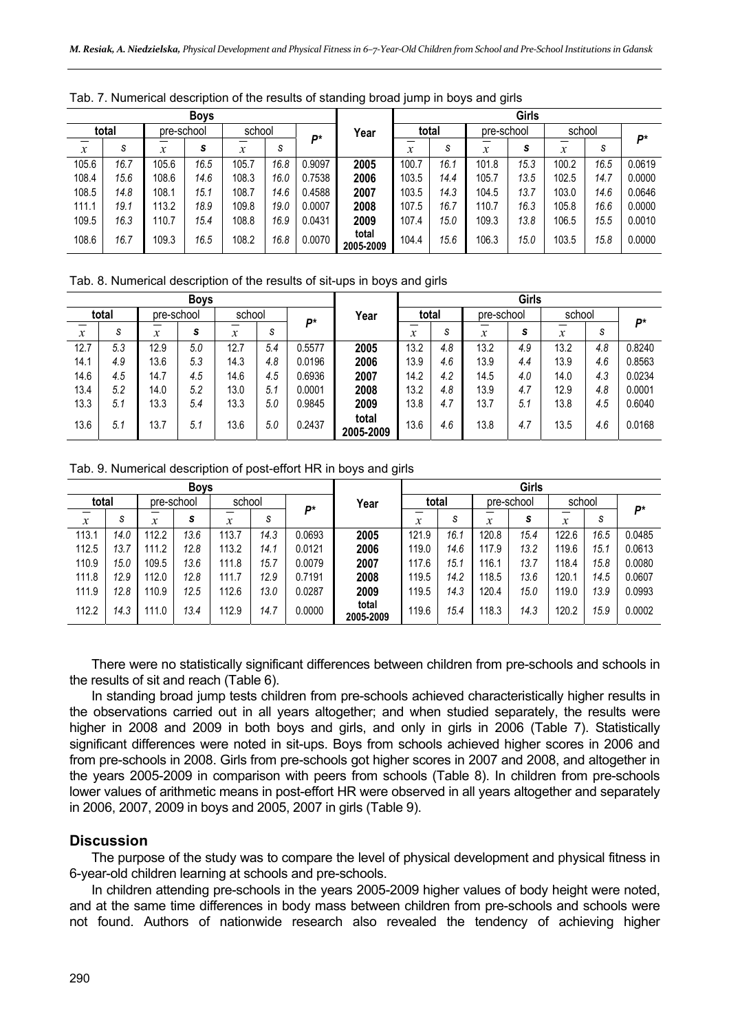Tab. 7. Numerical description of the results of standing broad jump in boys and girls

| Boys | | | | | | | Year | Girls | | | | | | |
|---|---|---|---|---|---|---|---|---|---|---|---|---|---|---|
| total | | pre-school | | school | | $P^*$ | | total | | pre-school | | school | | $P^*$ |
| $\bar{x}$ | s | $\bar{x}$ | s | $\bar{x}$ | s | | | $\bar{x}$ | s | $\bar{x}$ | s | $\bar{x}$ | s | |
| 105.6 | 16.7 | 105.6 | 16.5 | 105.7 | 16.8 | 0.9097 | **2005** | 100.7 | 16.1 | 101.8 | 15.3 | 100.2 | 16.5 | 0.0619 |
| 108.4 | 15.6 | 108.6 | 14.6 | 108.3 | 16.0 | 0.7538 | **2006** | 103.5 | 14.4 | 105.7 | 13.5 | 102.5 | 14.7 | 0.0000 |
| 108.5 | 14.8 | 108.1 | 15.1 | 108.7 | 14.6 | 0.4588 | **2007** | 103.5 | 14.3 | 104.5 | 13.7 | 103.0 | 14.6 | 0.0646 |
| 111.1 | 19.1 | 113.2 | 18.9 | 109.8 | 19.0 | 0.0007 | **2008** | 107.5 | 16.7 | 110.7 | 16.3 | 105.8 | 16.6 | 0.0000 |
| 109.5 | 16.3 | 110.7 | 15.4 | 108.8 | 16.9 | 0.0431 | **2009** | 107.4 | 15.0 | 109.3 | 13.8 | 106.5 | 15.5 | 0.0010 |
| 108.6 | 16.7 | 109.3 | 16.5 | 108.2 | 16.8 | 0.0070 | **total 2005-2009** | 104.4 | 15.6 | 106.3 | 15.0 | 103.5 | 15.8 | 0.0000 |

Tab. 8. Numerical description of the results of sit-ups in boys and girls

| Boys | | | | | | | Year | Girls | | | | | | |
|---|---|---|---|---|---|---|---|---|---|---|---|---|---|---|
| total | | pre-school | | school | | $P^*$ | | total | | pre-school | | school | | $P^*$ |
| $\bar{x}$ | s | $\bar{x}$ | s | $\bar{x}$ | s | | | $\bar{x}$ | s | $\bar{x}$ | s | $\bar{x}$ | s | |
| 12.7 | 5.3 | 12.9 | 5.0 | 12.7 | 5.4 | 0.5577 | **2005** | 13.2 | 4.8 | 13.2 | 4.9 | 13.2 | 4.8 | 0.8240 |
| 14.1 | 4.9 | 13.6 | 5.3 | 14.3 | 4.8 | 0.0196 | **2006** | 13.9 | 4.6 | 13.9 | 4.4 | 13.9 | 4.6 | 0.8563 |
| 14.6 | 4.5 | 14.7 | 4.5 | 14.6 | 4.5 | 0.6936 | **2007** | 14.2 | 4.2 | 14.5 | 4.0 | 14.0 | 4.3 | 0.0234 |
| 13.4 | 5.2 | 14.0 | 5.2 | 13.0 | 5.1 | 0.0001 | **2008** | 13.2 | 4.8 | 13.9 | 4.7 | 12.9 | 4.8 | 0.0001 |
| 13.3 | 5.1 | 13.3 | 5.4 | 13.3 | 5.0 | 0.9845 | **2009** | 13.8 | 4.7 | 13.7 | 5.1 | 13.8 | 4.5 | 0.6040 |
| 13.6 | 5.1 | 13.7 | 5.1 | 13.6 | 5.0 | 0.2437 | **total 2005-2009** | 13.6 | 4.6 | 13.8 | 4.7 | 13.5 | 4.6 | 0.0168 |

Tab. 9. Numerical description of post-effort HR in boys and girls

| Boys | | | | | | | Year | Girls | | | | | | |
|---|---|---|---|---|---|---|---|---|---|---|---|---|---|---|
| total | | pre-school | | school | | $P^*$ | | total | | pre-school | | school | | $P^*$ |
| $\bar{x}$ | s | $\bar{x}$ | s | $\bar{x}$ | s | | | $\bar{x}$ | s | $\bar{x}$ | s | $\bar{x}$ | s | |
| 113.1 | 14.0 | 112.2 | 13.6 | 113.7 | 14.3 | 0.0693 | **2005** | 121.9 | 16.1 | 120.8 | 15.4 | 122.6 | 16.5 | 0.0485 |
| 112.5 | 13.7 | 111.2 | 12.8 | 113.2 | 14.1 | 0.0121 | **2006** | 119.0 | 14.6 | 117.9 | 13.2 | 119.6 | 15.1 | 0.0613 |
| 110.9 | 15.0 | 109.5 | 13.6 | 111.8 | 15.7 | 0.0079 | **2007** | 117.6 | 15.1 | 116.1 | 13.7 | 118.4 | 15.8 | 0.0080 |
| 111.8 | 12.9 | 112.0 | 12.8 | 111.7 | 12.9 | 0.7191 | **2008** | 119.5 | 14.2 | 118.5 | 13.6 | 120.1 | 14.5 | 0.0607 |
| 111.9 | 12.8 | 110.9 | 12.5 | 112.6 | 13.0 | 0.0287 | **2009** | 119.5 | 14.3 | 120.4 | 15.0 | 119.0 | 13.9 | 0.0993 |
| 112.2 | 14.3 | 111.0 | 13.4 | 112.9 | 14.7 | 0.0000 | **total 2005-2009** | 119.6 | 15.4 | 118.3 | 14.3 | 120.2 | 15.9 | 0.0002 |

There were no statistically significant differences between children from pre-schools and schools in the results of sit and reach (Table 6).

In standing broad jump tests children from pre-schools achieved characteristically higher results in the observations carried out in all years altogether; and when studied separately, the results were higher in 2008 and 2009 in both boys and girls, and only in girls in 2006 (Table 7). Statistically significant differences were noted in sit-ups. Boys from schools achieved higher scores in 2006 and from pre-schools in 2008. Girls from pre-schools got higher scores in 2007 and 2008, and altogether in the years 2005-2009 in comparison with peers from schools (Table 8). In children from pre-schools lower values of arithmetic means in post-effort HR were observed in all years altogether and separately in 2006, 2007, 2009 in boys and 2005, 2007 in girls (Table 9).

## Discussion

The purpose of the study was to compare the level of physical development and physical fitness in 6-year-old children learning at schools and pre-schools.

In children attending pre-schools in the years 2005-2009 higher values of body height were noted, and at the same time differences in body mass between children from pre-schools and schools were not found. Authors of nationwide research also revealed the tendency of achieving higher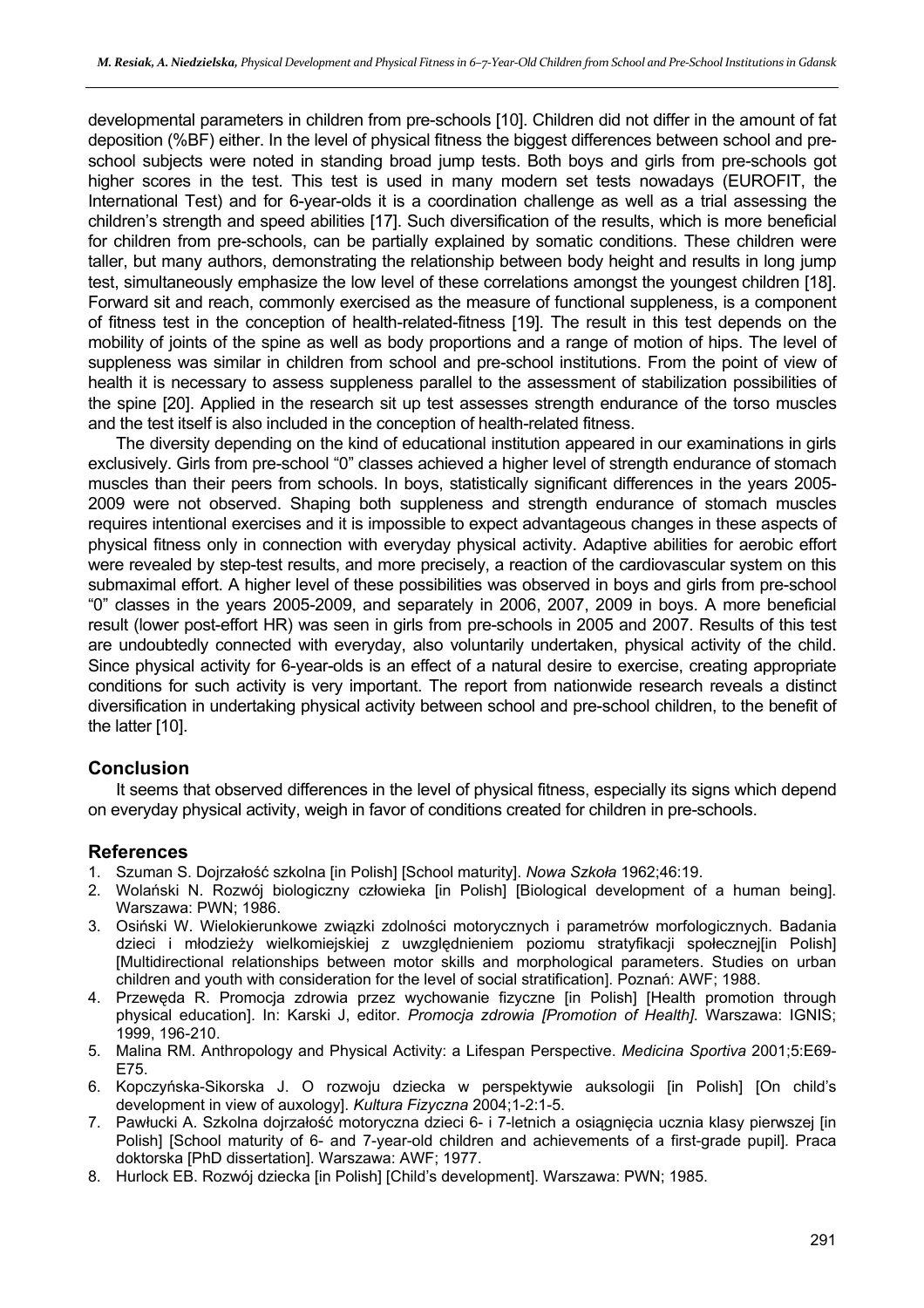developmental parameters in children from pre-schools [10]. Children did not differ in the amount of fat deposition (%BF) either. In the level of physical fitness the biggest differences between school and pre-school subjects were noted in standing broad jump tests. Both boys and girls from pre-schools got higher scores in the test. This test is used in many modern set tests nowadays (EUROFIT, the International Test) and for 6-year-olds it is a coordination challenge as well as a trial assessing the children's strength and speed abilities [17]. Such diversification of the results, which is more beneficial for children from pre-schools, can be partially explained by somatic conditions. These children were taller, but many authors, demonstrating the relationship between body height and results in long jump test, simultaneously emphasize the low level of these correlations amongst the youngest children [18]. Forward sit and reach, commonly exercised as the measure of functional suppleness, is a component of fitness test in the conception of health-related-fitness [19]. The result in this test depends on the mobility of joints of the spine as well as body proportions and a range of motion of hips. The level of suppleness was similar in children from school and pre-school institutions. From the point of view of health it is necessary to assess suppleness parallel to the assessment of stabilization possibilities of the spine [20]. Applied in the research sit up test assesses strength endurance of the torso muscles and the test itself is also included in the conception of health-related fitness.

The diversity depending on the kind of educational institution appeared in our examinations in girls exclusively. Girls from pre-school "0" classes achieved a higher level of strength endurance of stomach muscles than their peers from schools. In boys, statistically significant differences in the years 2005-2009 were not observed. Shaping both suppleness and strength endurance of stomach muscles requires intentional exercises and it is impossible to expect advantageous changes in these aspects of physical fitness only in connection with everyday physical activity. Adaptive abilities for aerobic effort were revealed by step-test results, and more precisely, a reaction of the cardiovascular system on this submaximal effort. A higher level of these possibilities was observed in boys and girls from pre-school "0" classes in the years 2005-2009, and separately in 2006, 2007, 2009 in boys. A more beneficial result (lower post-effort HR) was seen in girls from pre-schools in 2005 and 2007. Results of this test are undoubtedly connected with everyday, also voluntarily undertaken, physical activity of the child. Since physical activity for 6-year-olds is an effect of a natural desire to exercise, creating appropriate conditions for such activity is very important. The report from nationwide research reveals a distinct diversification in undertaking physical activity between school and pre-school children, to the benefit of the latter [10].

## Conclusion

It seems that observed differences in the level of physical fitness, especially its signs which depend on everyday physical activity, weigh in favor of conditions created for children in pre-schools.

## References

1. Szuman S. Dojrzałość szkolna [in Polish] [School maturity]. *Nowa Szkoła* 1962;46:19.
2. Wolański N. Rozwój biologiczny człowieka [in Polish] [Biological development of a human being]. Warszawa: PWN; 1986.
3. Osiński W. Wielokierunkowe związki zdolności motorycznych i parametrów morfologicznych. Badania dzieci i młodzieży wielkomiejskiej z uwzględnieniem poziomu stratyfikacji społecznej[in Polish] [Multidirectional relationships between motor skills and morphological parameters. Studies on urban children and youth with consideration for the level of social stratification]. Poznań: AWF; 1988.
4. Przewęda R. Promocja zdrowia przez wychowanie fizyczne [in Polish] [Health promotion through physical education]. In: Karski J, editor. *Promocja zdrowia [Promotion of Health]*. Warszawa: IGNIS; 1999, 196-210.
5. Malina RM. Anthropology and Physical Activity: a Lifespan Perspective. *Medicina Sportiva* 2001;5:E69-E75.
6. Kopczyńska-Sikorska J. O rozwoju dziecka w perspektywie auksologii [in Polish] [On child's development in view of auxology]. *Kultura Fizyczna* 2004;1-2:1-5.
7. Pawłucki A. Szkolna dojrzałość motoryczna dzieci 6- i 7-letnich a osiągnięcia ucznia klasy pierwszej [in Polish] [School maturity of 6- and 7-year-old children and achievements of a first-grade pupil]. Praca doktorska [PhD dissertation]. Warszawa: AWF; 1977.
8. Hurlock EB. Rozwój dziecka [in Polish] [Child's development]. Warszawa: PWN; 1985.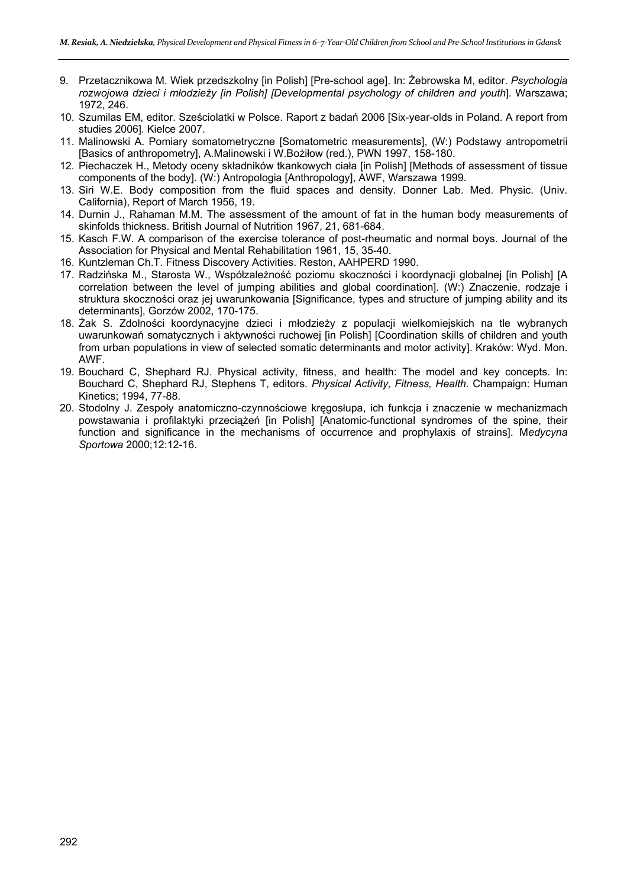9. Przetacznikowa M. Wiek przedszkolny [in Polish] [Pre-school age]. In: Żebrowska M, editor. *Psychologia rozwojowa dzieci i młodzieży [in Polish] [Developmental psychology of children and youth*]. Warszawa; 1972, 246.
10. Szumilas EM, editor. Sześciolatki w Polsce. Raport z badań 2006 [Six-year-olds in Poland. A report from studies 2006]. Kielce 2007.
11. Malinowski A. Pomiary somatometryczne [Somatometric measurements], (W:) Podstawy antropometrii [Basics of anthropometry], A.Malinowski i W.Bożiłow (red.), PWN 1997, 158-180.
12. Piechaczek H., Metody oceny składników tkankowych ciała [in Polish] [Methods of assessment of tissue components of the body]. (W:) Antropologia [Anthropology], AWF, Warszawa 1999.
13. Siri W.E. Body composition from the fluid spaces and density. Donner Lab. Med. Physic. (Univ. California), Report of March 1956, 19.
14. Durnin J., Rahaman M.M. The assessment of the amount of fat in the human body measurements of skinfolds thickness. British Journal of Nutrition 1967, 21, 681-684.
15. Kasch F.W. A comparison of the exercise tolerance of post-rheumatic and normal boys. Journal of the Association for Physical and Mental Rehabilitation 1961, 15, 35-40.
16. Kuntzleman Ch.T. Fitness Discovery Activities. Reston, AAHPERD 1990.
17. Radzińska M., Starosta W., Współzależność poziomu skoczności i koordynacji globalnej [in Polish] [A correlation between the level of jumping abilities and global coordination]. (W:) Znaczenie, rodzaje i struktura skoczności oraz jej uwarunkowania [Significance, types and structure of jumping ability and its determinants], Gorzów 2002, 170-175.
18. Żak S. Zdolności koordynacyjne dzieci i młodzieży z populacji wielkomiejskich na tle wybranych uwarunkowań somatycznych i aktywności ruchowej [in Polish] [Coordination skills of children and youth from urban populations in view of selected somatic determinants and motor activity]. Kraków: Wyd. Mon. AWF.
19. Bouchard C, Shephard RJ. Physical activity, fitness, and health: The model and key concepts. In: Bouchard C, Shephard RJ, Stephens T, editors. *Physical Activity, Fitness, Health*. Champaign: Human Kinetics; 1994, 77-88.
20. Stodolny J. Zespoły anatomiczno-czynnościowe kręgosłupa, ich funkcja i znaczenie w mechanizmach powstawania i profilaktyki przeciążeń [in Polish] [Anatomic-functional syndromes of the spine, their function and significance in the mechanisms of occurrence and prophylaxis of strains]. M*edycyna Sportowa* 2000;12:12-16.